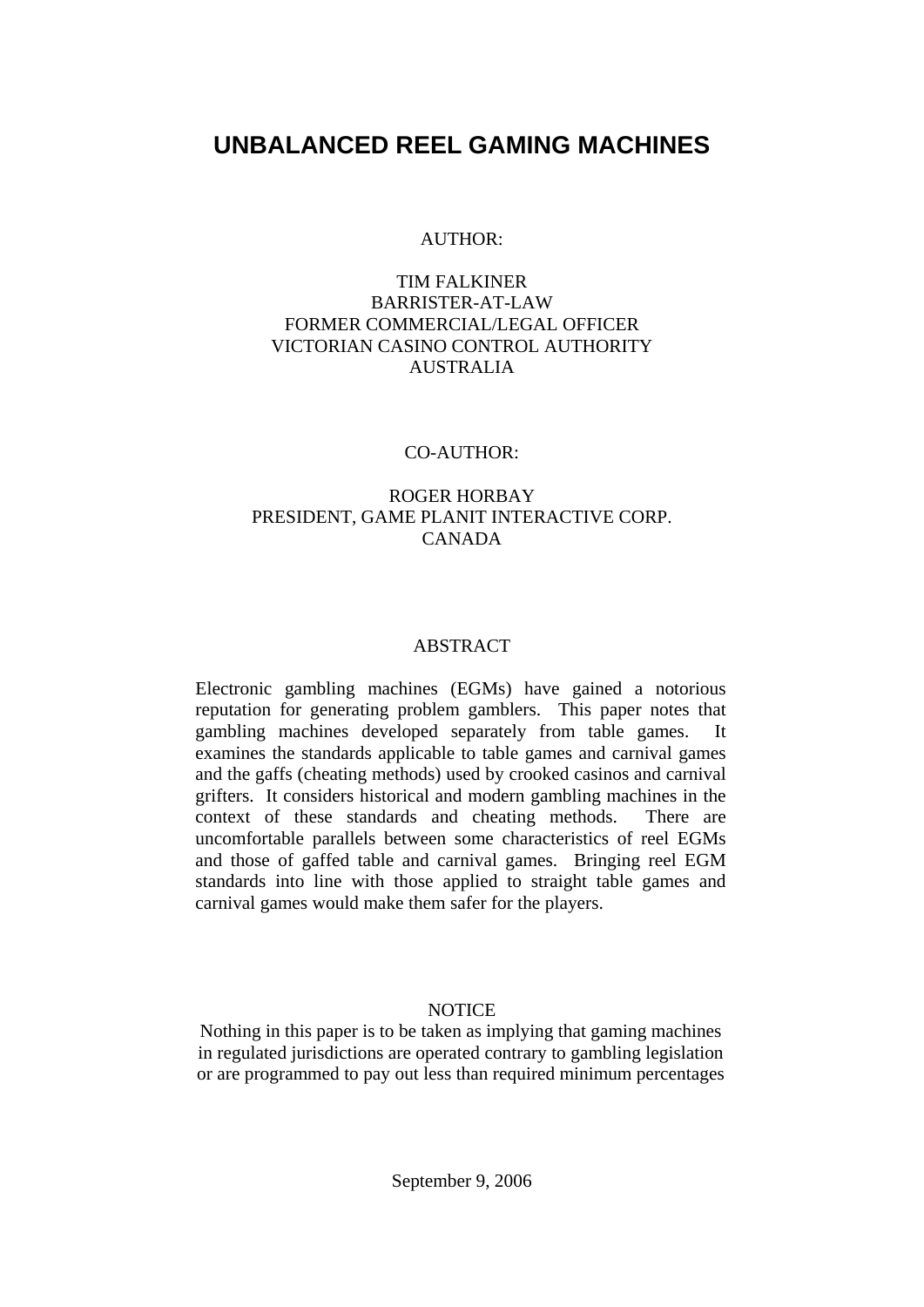# UNBALANCED REEL GAMING MACHINES

AUTHOR:

TIM FALKINER
BARRISTER-AT-LAW
FORMER COMMERCIAL/LEGAL OFFICER
VICTORIAN CASINO CONTROL AUTHORITY
AUSTRALIA

CO-AUTHOR:

ROGER HORBAY
PRESIDENT, GAME PLANIT INTERACTIVE CORP.
CANADA

## ABSTRACT

Electronic gambling machines (EGMs) have gained a notorious reputation for generating problem gamblers. This paper notes that gambling machines developed separately from table games. It examines the standards applicable to table games and carnival games and the gaffs (cheating methods) used by crooked casinos and carnival grifters. It considers historical and modern gambling machines in the context of these standards and cheating methods. There are uncomfortable parallels between some characteristics of reel EGMs and those of gaffed table and carnival games. Bringing reel EGM standards into line with those applied to straight table games and carnival games would make them safer for the players.

## NOTICE

Nothing in this paper is to be taken as implying that gaming machines in regulated jurisdictions are operated contrary to gambling legislation or are programmed to pay out less than required minimum percentages

September 9, 2006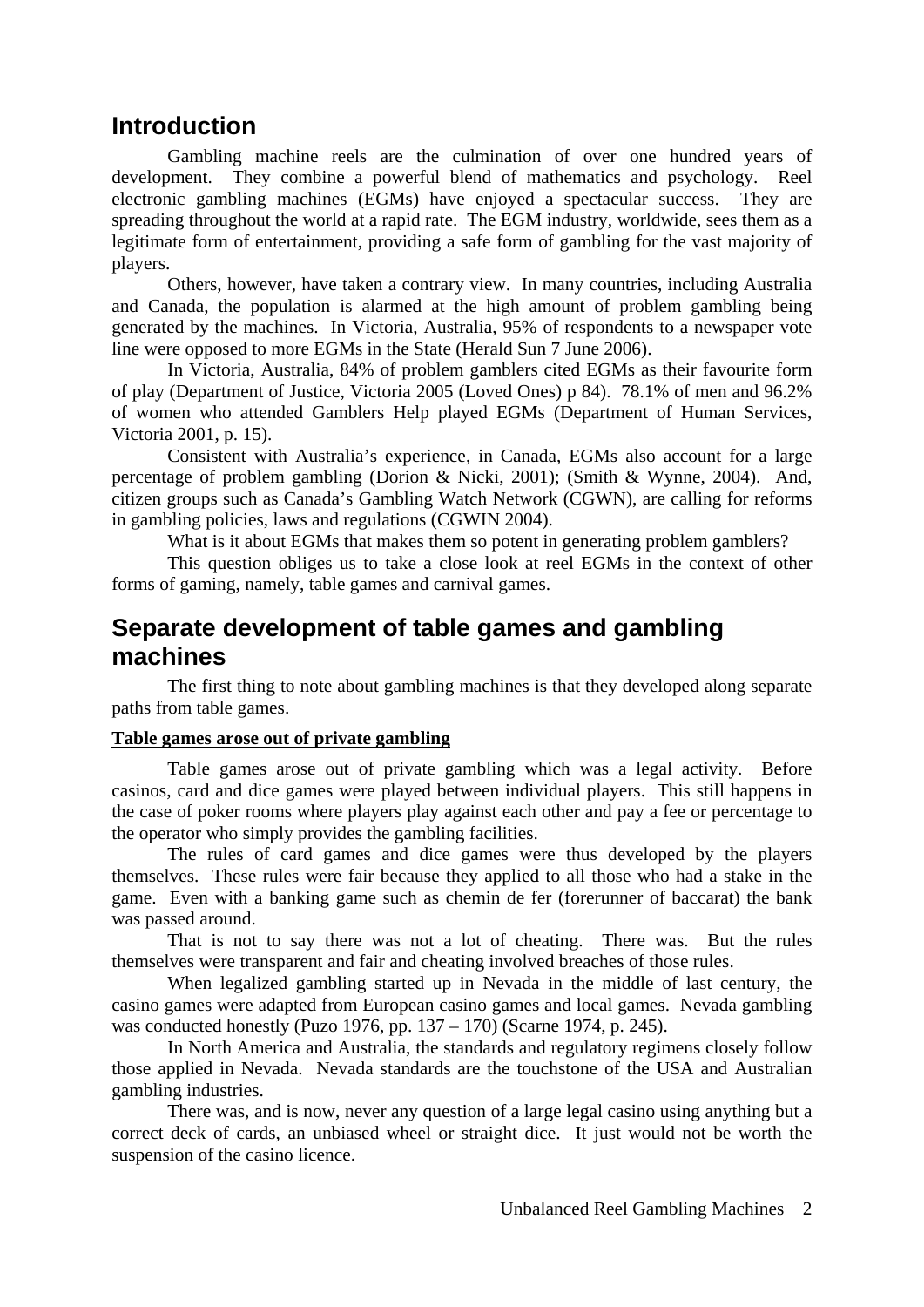## Introduction

Gambling machine reels are the culmination of over one hundred years of development. They combine a powerful blend of mathematics and psychology. Reel electronic gambling machines (EGMs) have enjoyed a spectacular success. They are spreading throughout the world at a rapid rate. The EGM industry, worldwide, sees them as a legitimate form of entertainment, providing a safe form of gambling for the vast majority of players.

Others, however, have taken a contrary view. In many countries, including Australia and Canada, the population is alarmed at the high amount of problem gambling being generated by the machines. In Victoria, Australia, 95% of respondents to a newspaper vote line were opposed to more EGMs in the State (Herald Sun 7 June 2006).

In Victoria, Australia, 84% of problem gamblers cited EGMs as their favourite form of play (Department of Justice, Victoria 2005 (Loved Ones) p 84). 78.1% of men and 96.2% of women who attended Gamblers Help played EGMs (Department of Human Services, Victoria 2001, p. 15).

Consistent with Australia's experience, in Canada, EGMs also account for a large percentage of problem gambling (Dorion & Nicki, 2001); (Smith & Wynne, 2004). And, citizen groups such as Canada's Gambling Watch Network (CGWN), are calling for reforms in gambling policies, laws and regulations (CGWIN 2004).

What is it about EGMs that makes them so potent in generating problem gamblers?

This question obliges us to take a close look at reel EGMs in the context of other forms of gaming, namely, table games and carnival games.

## Separate development of table games and gambling machines

The first thing to note about gambling machines is that they developed along separate paths from table games.

**Table games arose out of private gambling**

Table games arose out of private gambling which was a legal activity. Before casinos, card and dice games were played between individual players. This still happens in the case of poker rooms where players play against each other and pay a fee or percentage to the operator who simply provides the gambling facilities.

The rules of card games and dice games were thus developed by the players themselves. These rules were fair because they applied to all those who had a stake in the game. Even with a banking game such as chemin de fer (forerunner of baccarat) the bank was passed around.

That is not to say there was not a lot of cheating. There was. But the rules themselves were transparent and fair and cheating involved breaches of those rules.

When legalized gambling started up in Nevada in the middle of last century, the casino games were adapted from European casino games and local games. Nevada gambling was conducted honestly (Puzo 1976, pp. 137 – 170) (Scarne 1974, p. 245).

In North America and Australia, the standards and regulatory regimens closely follow those applied in Nevada. Nevada standards are the touchstone of the USA and Australian gambling industries.

There was, and is now, never any question of a large legal casino using anything but a correct deck of cards, an unbiased wheel or straight dice. It just would not be worth the suspension of the casino licence.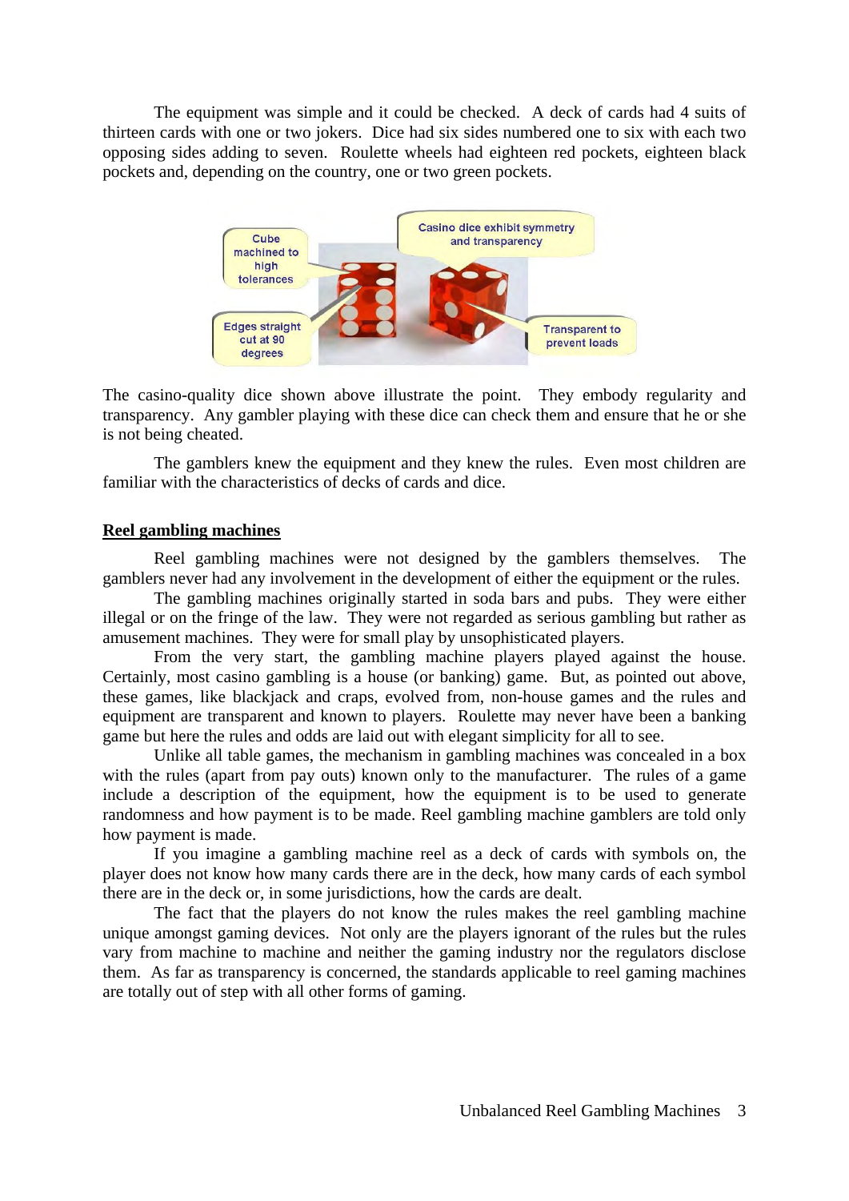The equipment was simple and it could be checked. A deck of cards had 4 suits of thirteen cards with one or two jokers. Dice had six sides numbered one to six with each two opposing sides adding to seven. Roulette wheels had eighteen red pockets, eighteen black pockets and, depending on the country, one or two green pockets.

Cube machined to high tolerances

Casino dice exhibit symmetry and transparency

Edges straight cut at 90 degrees

Transparent to prevent loads

The casino-quality dice shown above illustrate the point. They embody regularity and transparency. Any gambler playing with these dice can check them and ensure that he or she is not being cheated.

The gamblers knew the equipment and they knew the rules. Even most children are familiar with the characteristics of decks of cards and dice.

## Reel gambling machines

Reel gambling machines were not designed by the gamblers themselves. The gamblers never had any involvement in the development of either the equipment or the rules.

The gambling machines originally started in soda bars and pubs. They were either illegal or on the fringe of the law. They were not regarded as serious gambling but rather as amusement machines. They were for small play by unsophisticated players.

From the very start, the gambling machine players played against the house. Certainly, most casino gambling is a house (or banking) game. But, as pointed out above, these games, like blackjack and craps, evolved from, non-house games and the rules and equipment are transparent and known to players. Roulette may never have been a banking game but here the rules and odds are laid out with elegant simplicity for all to see.

Unlike all table games, the mechanism in gambling machines was concealed in a box with the rules (apart from pay outs) known only to the manufacturer. The rules of a game include a description of the equipment, how the equipment is to be used to generate randomness and how payment is to be made. Reel gambling machine gamblers are told only how payment is made.

If you imagine a gambling machine reel as a deck of cards with symbols on, the player does not know how many cards there are in the deck, how many cards of each symbol there are in the deck or, in some jurisdictions, how the cards are dealt.

The fact that the players do not know the rules makes the reel gambling machine unique amongst gaming devices. Not only are the players ignorant of the rules but the rules vary from machine to machine and neither the gaming industry nor the regulators disclose them. As far as transparency is concerned, the standards applicable to reel gaming machines are totally out of step with all other forms of gaming.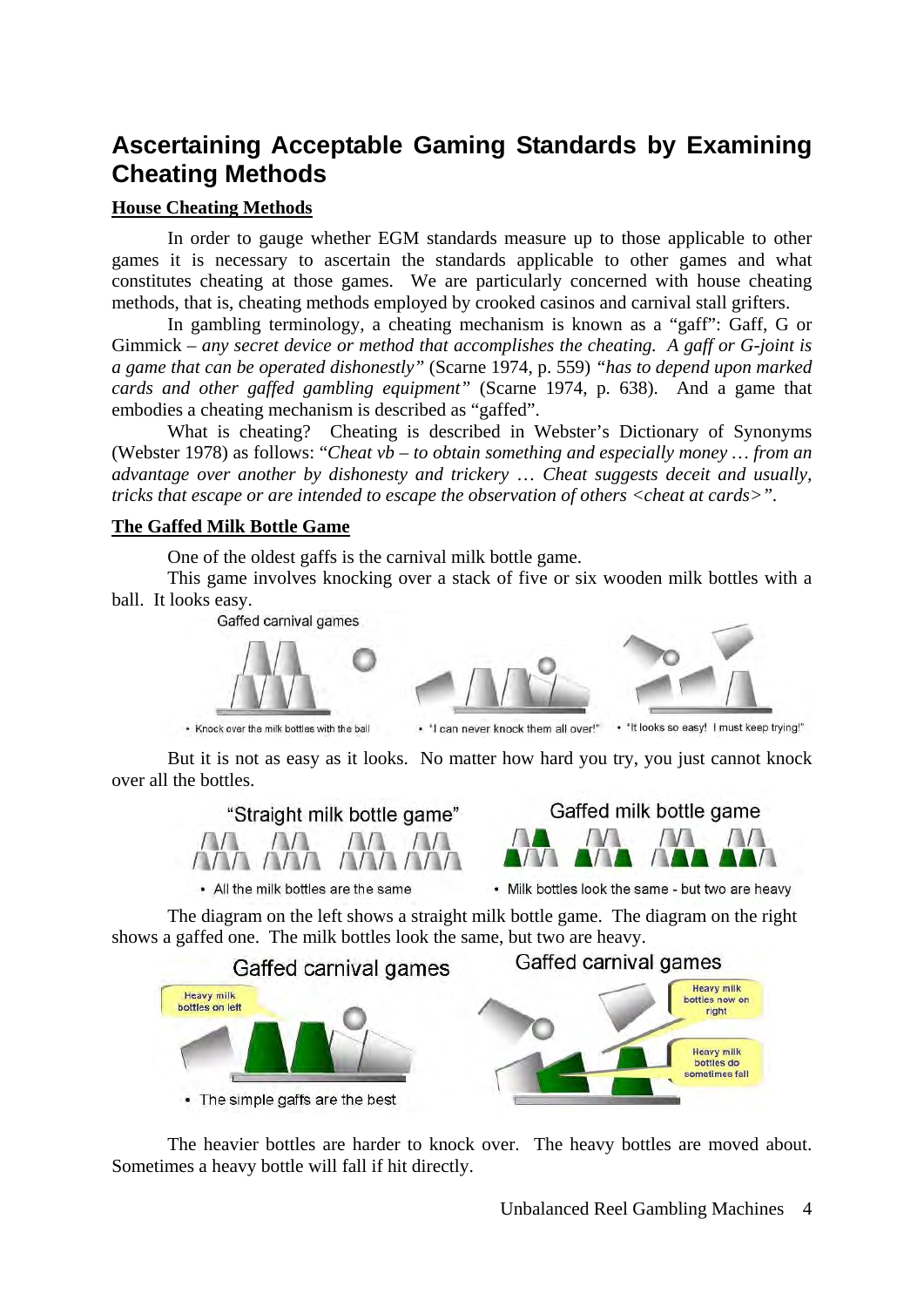# Ascertaining Acceptable Gaming Standards by Examining Cheating Methods

## House Cheating Methods

In order to gauge whether EGM standards measure up to those applicable to other games it is necessary to ascertain the standards applicable to other games and what constitutes cheating at those games. We are particularly concerned with house cheating methods, that is, cheating methods employed by crooked casinos and carnival stall grifters.

In gambling terminology, a cheating mechanism is known as a "gaff": Gaff, G or Gimmick – *any secret device or method that accomplishes the cheating. A gaff or G-joint is a game that can be operated dishonestly"* (Scarne 1974, p. 559) *"has to depend upon marked cards and other gaffed gambling equipment"* (Scarne 1974, p. 638). And a game that embodies a cheating mechanism is described as "gaffed".

What is cheating? Cheating is described in Webster's Dictionary of Synonyms (Webster 1978) as follows: "*Cheat vb – to obtain something and especially money … from an advantage over another by dishonesty and trickery … Cheat suggests deceit and usually, tricks that escape or are intended to escape the observation of others <cheat at cards>".*

## The Gaffed Milk Bottle Game

One of the oldest gaffs is the carnival milk bottle game.

This game involves knocking over a stack of five or six wooden milk bottles with a ball. It looks easy.

Gaffed carnival games

- Knock over the milk bottles with the ball
- "I can never knock them all over!"
- "It looks so easy! I must keep trying!"

But it is not as easy as it looks. No matter how hard you try, you just cannot knock over all the bottles.

"Straight milk bottle game"

- All the milk bottles are the same

Gaffed milk bottle game

- Milk bottles look the same - but two are heavy

The diagram on the left shows a straight milk bottle game. The diagram on the right shows a gaffed one. The milk bottles look the same, but two are heavy.

Gaffed carnival games

Heavy milk bottles on left

- The simple gaffs are the best

Gaffed carnival games

Heavy milk bottles now on right

Heavy milk bottles do sometimes fall

The heavier bottles are harder to knock over. The heavy bottles are moved about. Sometimes a heavy bottle will fall if hit directly.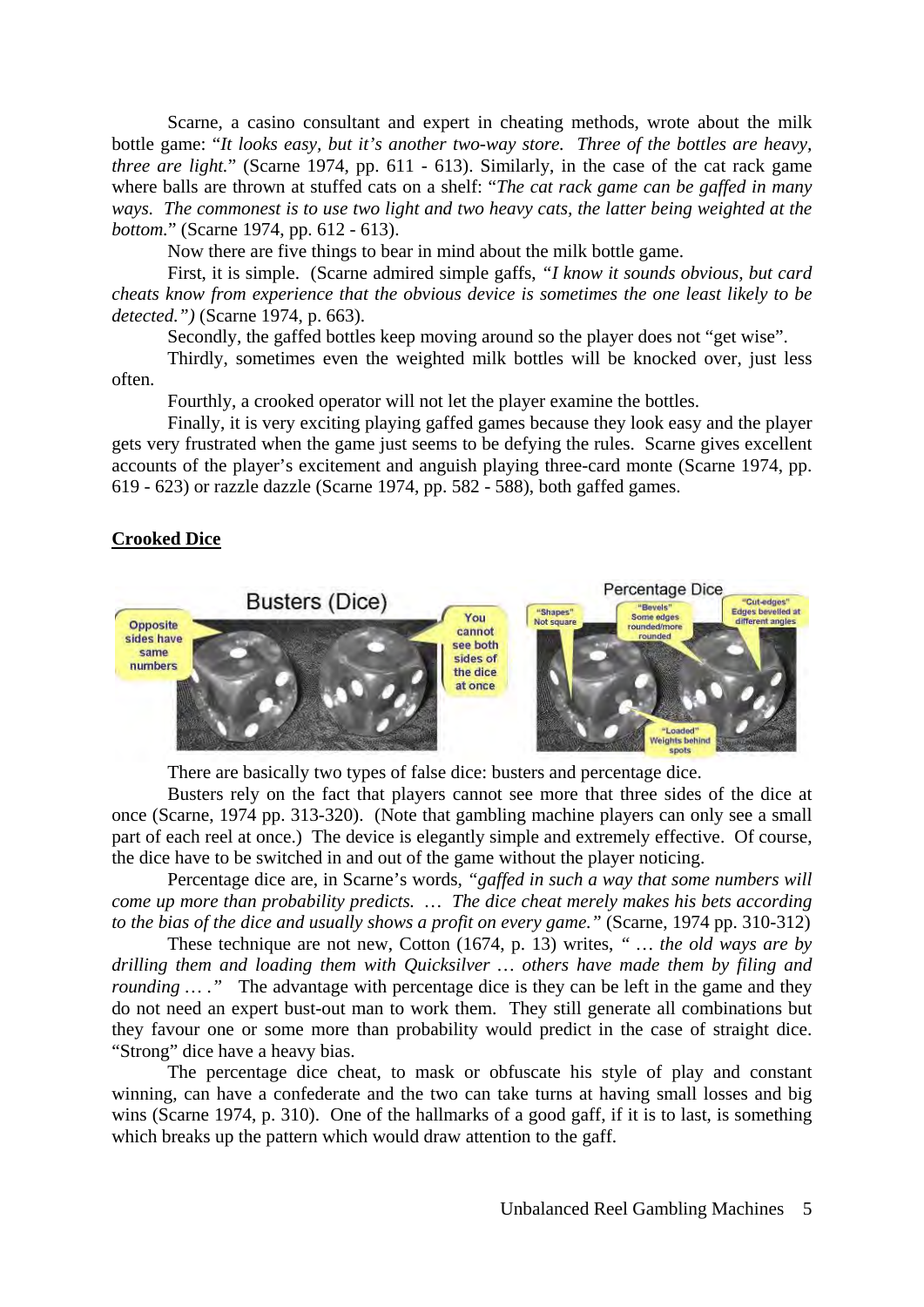Scarne, a casino consultant and expert in cheating methods, wrote about the milk bottle game: "*It looks easy, but it's another two-way store. Three of the bottles are heavy, three are light.*" (Scarne 1974, pp. 611 - 613). Similarly, in the case of the cat rack game where balls are thrown at stuffed cats on a shelf: "*The cat rack game can be gaffed in many ways. The commonest is to use two light and two heavy cats, the latter being weighted at the bottom.*" (Scarne 1974, pp. 612 - 613).

Now there are five things to bear in mind about the milk bottle game.

First, it is simple. (Scarne admired simple gaffs, "*I know it sounds obvious, but card cheats know from experience that the obvious device is sometimes the one least likely to be detected.")* (Scarne 1974, p. 663).

Secondly, the gaffed bottles keep moving around so the player does not "get wise".

Thirdly, sometimes even the weighted milk bottles will be knocked over, just less often.

Fourthly, a crooked operator will not let the player examine the bottles.

Finally, it is very exciting playing gaffed games because they look easy and the player gets very frustrated when the game just seems to be defying the rules. Scarne gives excellent accounts of the player's excitement and anguish playing three-card monte (Scarne 1974, pp. 619 - 623) or razzle dazzle (Scarne 1974, pp. 582 - 588), both gaffed games.

## **Crooked Dice**

There are basically two types of false dice: busters and percentage dice.

Busters rely on the fact that players cannot see more that three sides of the dice at once (Scarne, 1974 pp. 313-320). (Note that gambling machine players can only see a small part of each reel at once.) The device is elegantly simple and extremely effective. Of course, the dice have to be switched in and out of the game without the player noticing.

Percentage dice are, in Scarne's words, "*gaffed in such a way that some numbers will come up more than probability predicts. … The dice cheat merely makes his bets according to the bias of the dice and usually shows a profit on every game.*" (Scarne, 1974 pp. 310-312)

These technique are not new, Cotton (1674, p. 13) writes, " *… the old ways are by drilling them and loading them with Quicksilver … others have made them by filing and rounding … .*" The advantage with percentage dice is they can be left in the game and they do not need an expert bust-out man to work them. They still generate all combinations but they favour one or some more than probability would predict in the case of straight dice. "Strong" dice have a heavy bias.

The percentage dice cheat, to mask or obfuscate his style of play and constant winning, can have a confederate and the two can take turns at having small losses and big wins (Scarne 1974, p. 310). One of the hallmarks of a good gaff, if it is to last, is something which breaks up the pattern which would draw attention to the gaff.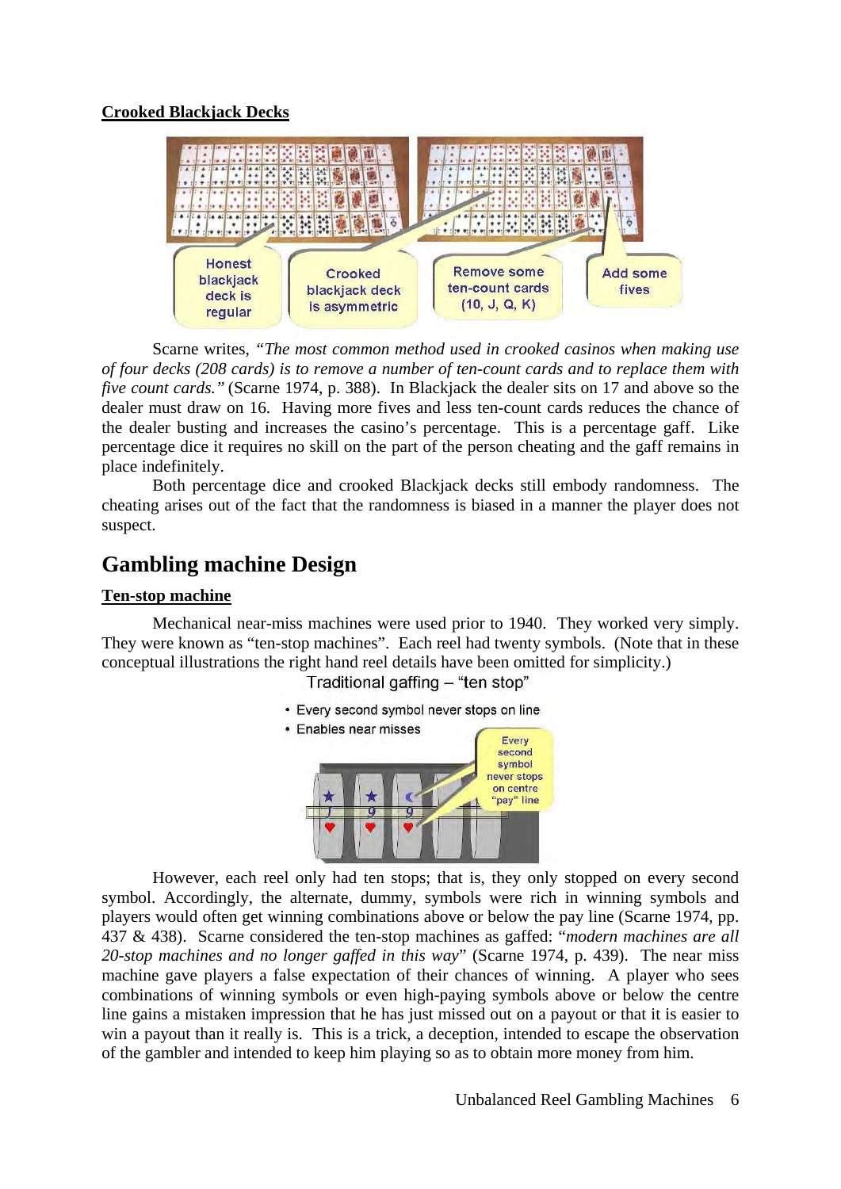**Crooked Blackjack Decks**

Honest blackjack deck is regular

Crooked blackjack deck is asymmetric

Remove some ten-count cards (10, J, Q, K)

Add some fives

Scarne writes, *"The most common method used in crooked casinos when making use of four decks (208 cards) is to remove a number of ten-count cards and to replace them with five count cards."* (Scarne 1974, p. 388). In Blackjack the dealer sits on 17 and above so the dealer must draw on 16. Having more fives and less ten-count cards reduces the chance of the dealer busting and increases the casino's percentage. This is a percentage gaff. Like percentage dice it requires no skill on the part of the person cheating and the gaff remains in place indefinitely.

Both percentage dice and crooked Blackjack decks still embody randomness. The cheating arises out of the fact that the randomness is biased in a manner the player does not suspect.

## Gambling machine Design

**Ten-stop machine**

Mechanical near-miss machines were used prior to 1940. They worked very simply. They were known as "ten-stop machines". Each reel had twenty symbols. (Note that in these conceptual illustrations the right hand reel details have been omitted for simplicity.)

Traditional gaffing – "ten stop"

- Every second symbol never stops on line
- Enables near misses

Every second symbol never stops on centre "pay" line

However, each reel only had ten stops; that is, they only stopped on every second symbol. Accordingly, the alternate, dummy, symbols were rich in winning symbols and players would often get winning combinations above or below the pay line (Scarne 1974, pp. 437 & 438). Scarne considered the ten-stop machines as gaffed: "*modern machines are all 20-stop machines and no longer gaffed in this way*" (Scarne 1974, p. 439). The near miss machine gave players a false expectation of their chances of winning. A player who sees combinations of winning symbols or even high-paying symbols above or below the centre line gains a mistaken impression that he has just missed out on a payout or that it is easier to win a payout than it really is. This is a trick, a deception, intended to escape the observation of the gambler and intended to keep him playing so as to obtain more money from him.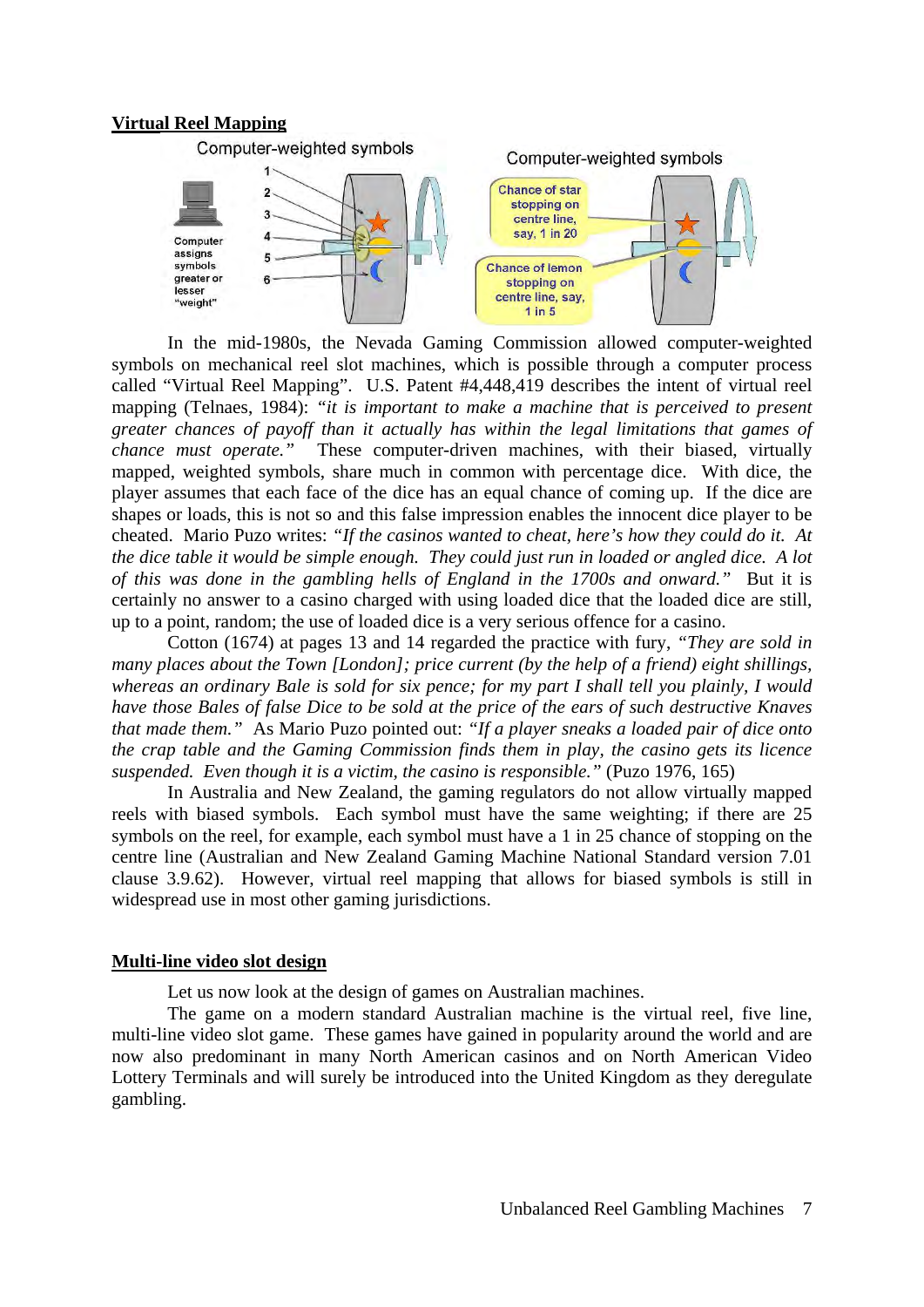## Virtual Reel Mapping

Computer-weighted symbols

Computer assigns symbols greater or lesser "weight"

1 2 3 4 5 6

Computer-weighted symbols

Chance of star stopping on centre line, say, 1 in 20

Chance of lemon stopping on centre line, say, 1 in 5

In the mid-1980s, the Nevada Gaming Commission allowed computer-weighted symbols on mechanical reel slot machines, which is possible through a computer process called "Virtual Reel Mapping". U.S. Patent #4,448,419 describes the intent of virtual reel mapping (Telnaes, 1984): *"it is important to make a machine that is perceived to present greater chances of payoff than it actually has within the legal limitations that games of chance must operate."* These computer-driven machines, with their biased, virtually mapped, weighted symbols, share much in common with percentage dice. With dice, the player assumes that each face of the dice has an equal chance of coming up. If the dice are shapes or loads, this is not so and this false impression enables the innocent dice player to be cheated. Mario Puzo writes: *"If the casinos wanted to cheat, here's how they could do it. At the dice table it would be simple enough. They could just run in loaded or angled dice. A lot of this was done in the gambling hells of England in the 1700s and onward."* But it is certainly no answer to a casino charged with using loaded dice that the loaded dice are still, up to a point, random; the use of loaded dice is a very serious offence for a casino.

Cotton (1674) at pages 13 and 14 regarded the practice with fury, *"They are sold in many places about the Town [London]; price current (by the help of a friend) eight shillings, whereas an ordinary Bale is sold for six pence; for my part I shall tell you plainly, I would have those Bales of false Dice to be sold at the price of the ears of such destructive Knaves that made them."* As Mario Puzo pointed out: *"If a player sneaks a loaded pair of dice onto the crap table and the Gaming Commission finds them in play, the casino gets its licence suspended. Even though it is a victim, the casino is responsible."* (Puzo 1976, 165)

In Australia and New Zealand, the gaming regulators do not allow virtually mapped reels with biased symbols. Each symbol must have the same weighting; if there are 25 symbols on the reel, for example, each symbol must have a 1 in 25 chance of stopping on the centre line (Australian and New Zealand Gaming Machine National Standard version 7.01 clause 3.9.62). However, virtual reel mapping that allows for biased symbols is still in widespread use in most other gaming jurisdictions.

## Multi-line video slot design

Let us now look at the design of games on Australian machines.

The game on a modern standard Australian machine is the virtual reel, five line, multi-line video slot game. These games have gained in popularity around the world and are now also predominant in many North American casinos and on North American Video Lottery Terminals and will surely be introduced into the United Kingdom as they deregulate gambling.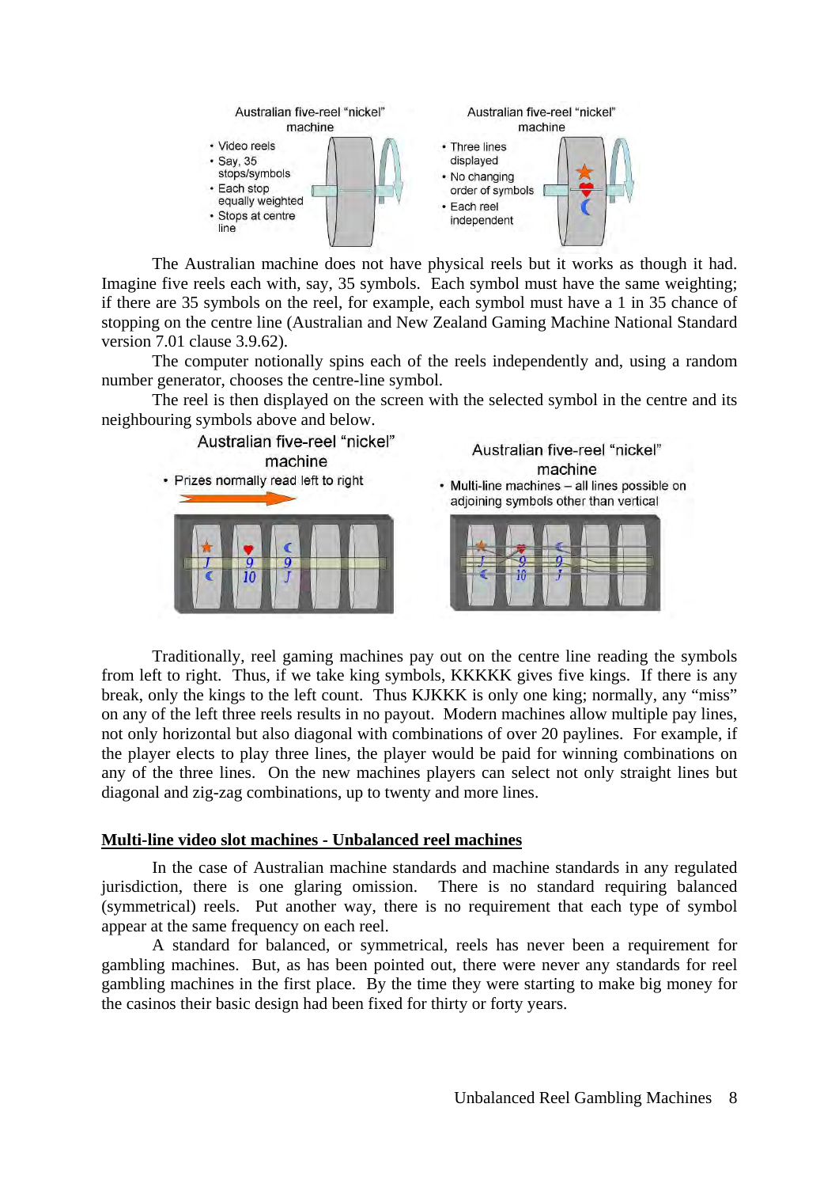Australian five-reel "nickel" machine

- Video reels
- Say, 35 stops/symbols
- Each stop equally weighted
- Stops at centre line

Australian five-reel "nickel" machine

- Three lines displayed
- No changing order of symbols
- Each reel independent

The Australian machine does not have physical reels but it works as though it had. Imagine five reels each with, say, 35 symbols. Each symbol must have the same weighting; if there are 35 symbols on the reel, for example, each symbol must have a 1 in 35 chance of stopping on the centre line (Australian and New Zealand Gaming Machine National Standard version 7.01 clause 3.9.62).

The computer notionally spins each of the reels independently and, using a random number generator, chooses the centre-line symbol.

The reel is then displayed on the screen with the selected symbol in the centre and its neighbouring symbols above and below.

Australian five-reel "nickel" machine

- Prizes normally read left to right

Australian five-reel "nickel" machine

- Multi-line machines – all lines possible on adjoining symbols other than vertical

Traditionally, reel gaming machines pay out on the centre line reading the symbols from left to right. Thus, if we take king symbols, KKKKK gives five kings. If there is any break, only the kings to the left count. Thus KJKKK is only one king; normally, any "miss" on any of the left three reels results in no payout. Modern machines allow multiple pay lines, not only horizontal but also diagonal with combinations of over 20 paylines. For example, if the player elects to play three lines, the player would be paid for winning combinations on any of the three lines. On the new machines players can select not only straight lines but diagonal and zig-zag combinations, up to twenty and more lines.

## Multi-line video slot machines - Unbalanced reel machines

In the case of Australian machine standards and machine standards in any regulated jurisdiction, there is one glaring omission. There is no standard requiring balanced (symmetrical) reels. Put another way, there is no requirement that each type of symbol appear at the same frequency on each reel.

A standard for balanced, or symmetrical, reels has never been a requirement for gambling machines. But, as has been pointed out, there were never any standards for reel gambling machines in the first place. By the time they were starting to make big money for the casinos their basic design had been fixed for thirty or forty years.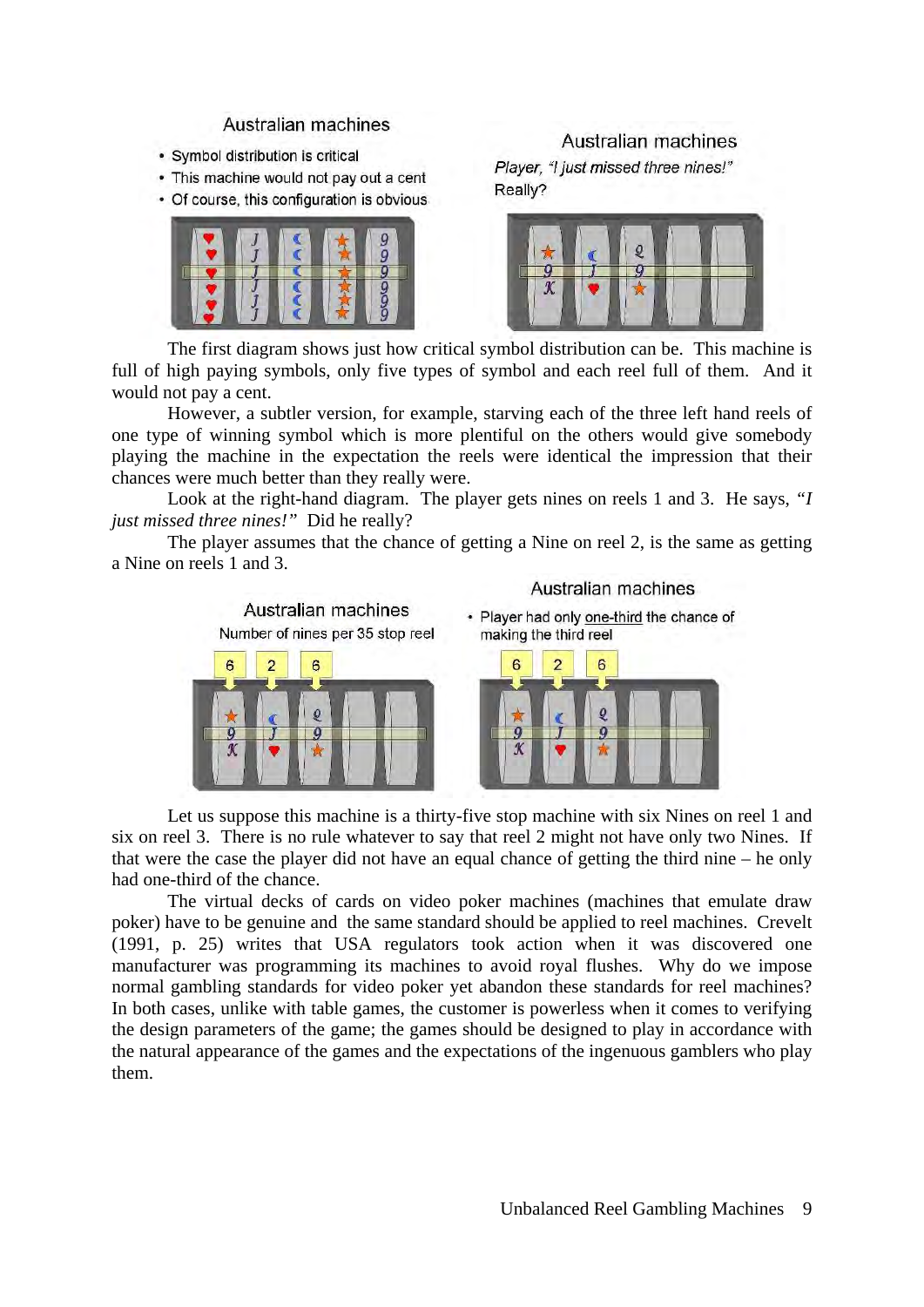Australian machines

- Symbol distribution is critical
- This machine would not pay out a cent
- Of course, this configuration is obvious

Australian machines

*Player, "I just missed three nines!"*

Really?

The first diagram shows just how critical symbol distribution can be. This machine is full of high paying symbols, only five types of symbol and each reel full of them. And it would not pay a cent.

However, a subtler version, for example, starving each of the three left hand reels of one type of winning symbol which is more plentiful on the others would give somebody playing the machine in the expectation the reels were identical the impression that their chances were much better than they really were.

Look at the right-hand diagram. The player gets nines on reels 1 and 3. He says, *"I just missed three nines!"* Did he really?

The player assumes that the chance of getting a Nine on reel 2, is the same as getting a Nine on reels 1 and 3.

Australian machines

Number of nines per 35 stop reel

6 2 6

Australian machines

- Player had only one-third the chance of making the third reel

6 2 6

Let us suppose this machine is a thirty-five stop machine with six Nines on reel 1 and six on reel 3. There is no rule whatever to say that reel 2 might not have only two Nines. If that were the case the player did not have an equal chance of getting the third nine – he only had one-third of the chance.

The virtual decks of cards on video poker machines (machines that emulate draw poker) have to be genuine and the same standard should be applied to reel machines. Crevelt (1991, p. 25) writes that USA regulators took action when it was discovered one manufacturer was programming its machines to avoid royal flushes. Why do we impose normal gambling standards for video poker yet abandon these standards for reel machines? In both cases, unlike with table games, the customer is powerless when it comes to verifying the design parameters of the game; the games should be designed to play in accordance with the natural appearance of the games and the expectations of the ingenuous gamblers who play them.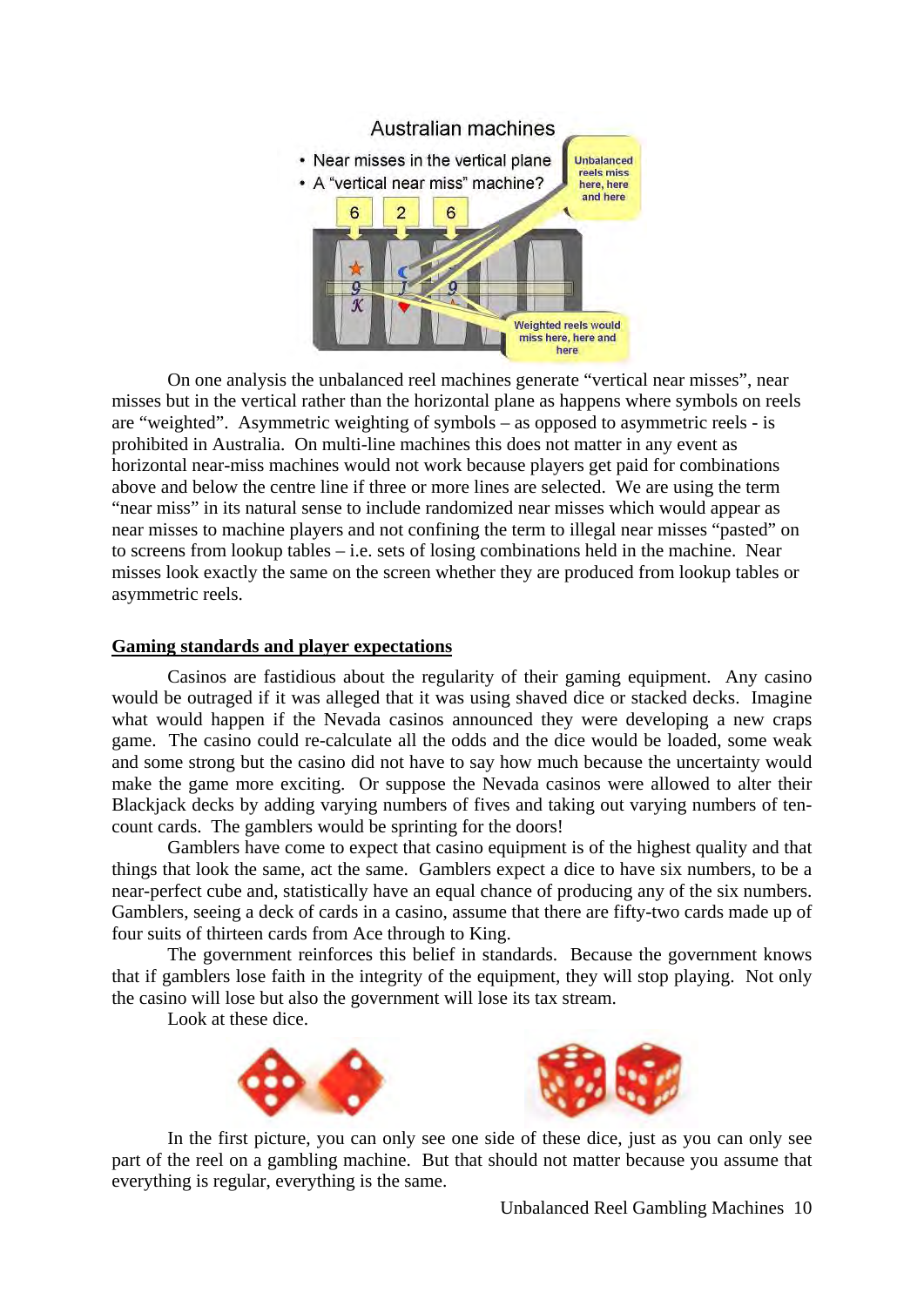On one analysis the unbalanced reel machines generate "vertical near misses", near misses but in the vertical rather than the horizontal plane as happens where symbols on reels are "weighted". Asymmetric weighting of symbols – as opposed to asymmetric reels - is prohibited in Australia. On multi-line machines this does not matter in any event as horizontal near-miss machines would not work because players get paid for combinations above and below the centre line if three or more lines are selected. We are using the term "near miss" in its natural sense to include randomized near misses which would appear as near misses to machine players and not confining the term to illegal near misses "pasted" on to screens from lookup tables – i.e. sets of losing combinations held in the machine. Near misses look exactly the same on the screen whether they are produced from lookup tables or asymmetric reels.

## Gaming standards and player expectations

Casinos are fastidious about the regularity of their gaming equipment. Any casino would be outraged if it was alleged that it was using shaved dice or stacked decks. Imagine what would happen if the Nevada casinos announced they were developing a new craps game. The casino could re-calculate all the odds and the dice would be loaded, some weak and some strong but the casino did not have to say how much because the uncertainty would make the game more exciting. Or suppose the Nevada casinos were allowed to alter their Blackjack decks by adding varying numbers of fives and taking out varying numbers of ten-count cards. The gamblers would be sprinting for the doors!

Gamblers have come to expect that casino equipment is of the highest quality and that things that look the same, act the same. Gamblers expect a dice to have six numbers, to be a near-perfect cube and, statistically have an equal chance of producing any of the six numbers. Gamblers, seeing a deck of cards in a casino, assume that there are fifty-two cards made up of four suits of thirteen cards from Ace through to King.

The government reinforces this belief in standards. Because the government knows that if gamblers lose faith in the integrity of the equipment, they will stop playing. Not only the casino will lose but also the government will lose its tax stream.

Look at these dice.

In the first picture, you can only see one side of these dice, just as you can only see part of the reel on a gambling machine. But that should not matter because you assume that everything is regular, everything is the same.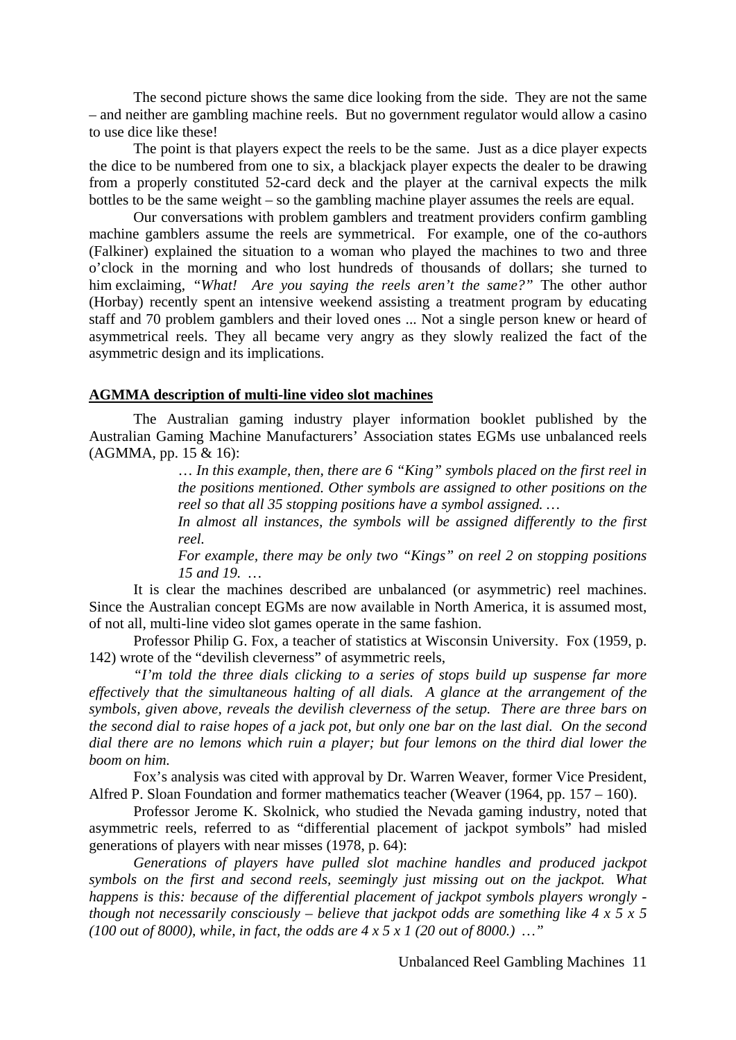The second picture shows the same dice looking from the side. They are not the same – and neither are gambling machine reels. But no government regulator would allow a casino to use dice like these!

The point is that players expect the reels to be the same. Just as a dice player expects the dice to be numbered from one to six, a blackjack player expects the dealer to be drawing from a properly constituted 52-card deck and the player at the carnival expects the milk bottles to be the same weight – so the gambling machine player assumes the reels are equal.

Our conversations with problem gamblers and treatment providers confirm gambling machine gamblers assume the reels are symmetrical. For example, one of the co-authors (Falkiner) explained the situation to a woman who played the machines to two and three o'clock in the morning and who lost hundreds of thousands of dollars; she turned to him exclaiming, "*What! Are you saying the reels aren't the same?"* The other author (Horbay) recently spent an intensive weekend assisting a treatment program by educating staff and 70 problem gamblers and their loved ones ... Not a single person knew or heard of asymmetrical reels. They all became very angry as they slowly realized the fact of the asymmetric design and its implications.

## AGMMA description of multi-line video slot machines

The Australian gaming industry player information booklet published by the Australian Gaming Machine Manufacturers' Association states EGMs use unbalanced reels (AGMMA, pp. 15 & 16):

> *… In this example, then, there are 6 "King" symbols placed on the first reel in the positions mentioned. Other symbols are assigned to other positions on the reel so that all 35 stopping positions have a symbol assigned. …*
>
> *In almost all instances, the symbols will be assigned differently to the first reel.*
>
> *For example, there may be only two "Kings" on reel 2 on stopping positions 15 and 19. …*

It is clear the machines described are unbalanced (or asymmetric) reel machines. Since the Australian concept EGMs are now available in North America, it is assumed most, of not all, multi-line video slot games operate in the same fashion.

Professor Philip G. Fox, a teacher of statistics at Wisconsin University. Fox (1959, p. 142) wrote of the "devilish cleverness" of asymmetric reels,

*"I'm told the three dials clicking to a series of stops build up suspense far more effectively that the simultaneous halting of all dials. A glance at the arrangement of the symbols, given above, reveals the devilish cleverness of the setup. There are three bars on the second dial to raise hopes of a jack pot, but only one bar on the last dial. On the second dial there are no lemons which ruin a player; but four lemons on the third dial lower the boom on him.*

Fox's analysis was cited with approval by Dr. Warren Weaver, former Vice President, Alfred P. Sloan Foundation and former mathematics teacher (Weaver (1964, pp. 157 – 160).

Professor Jerome K. Skolnick, who studied the Nevada gaming industry, noted that asymmetric reels, referred to as "differential placement of jackpot symbols" had misled generations of players with near misses (1978, p. 64):

*Generations of players have pulled slot machine handles and produced jackpot symbols on the first and second reels, seemingly just missing out on the jackpot. What happens is this: because of the differential placement of jackpot symbols players wrongly - though not necessarily consciously – believe that jackpot odds are something like 4 x 5 x 5 (100 out of 8000), while, in fact, the odds are 4 x 5 x 1 (20 out of 8000.) …"*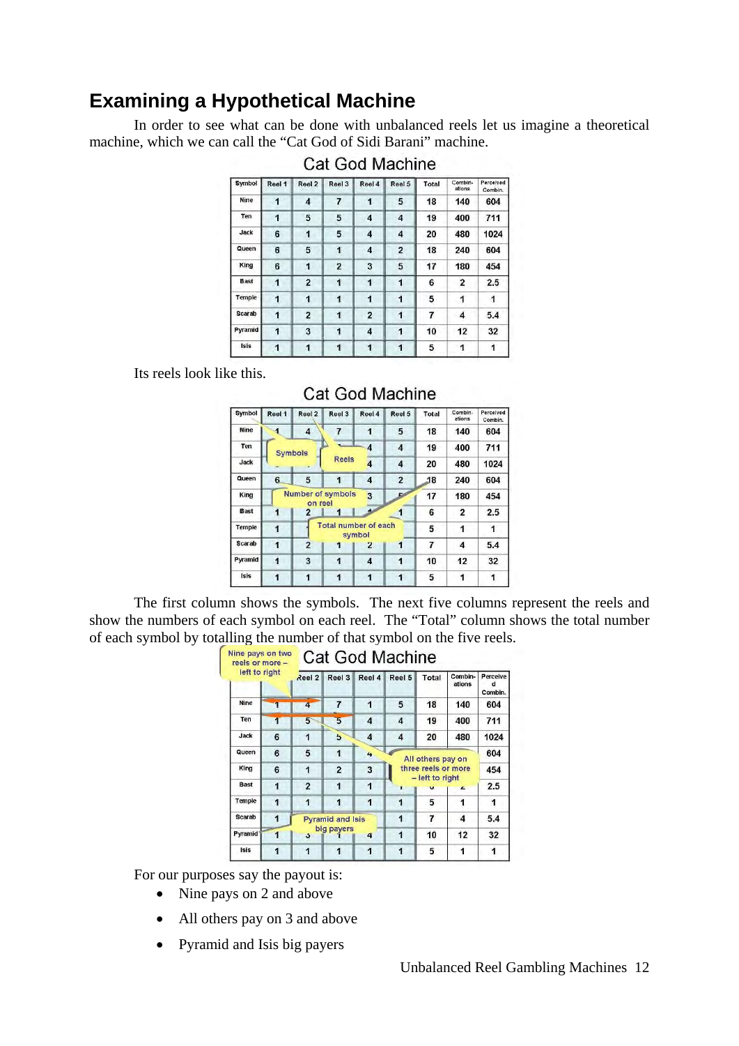## Examining a Hypothetical Machine

In order to see what can be done with unbalanced reels let us imagine a theoretical machine, which we can call the "Cat God of Sidi Barani" machine.

**Cat God Machine**

| Symbol | Reel 1 | Reel 2 | Reel 3 | Reel 4 | Reel 5 | Total | Combinations | Perceived Combin. |
|---|---|---|---|---|---|---|---|---|
| Nine | 1 | 4 | 7 | 1 | 5 | 18 | 140 | 604 |
| Ten | 1 | 5 | 5 | 4 | 4 | 19 | 400 | 711 |
| Jack | 6 | 1 | 5 | 4 | 4 | 20 | 480 | 1024 |
| Queen | 6 | 5 | 1 | 4 | 2 | 18 | 240 | 604 |
| King | 6 | 1 | 2 | 3 | 5 | 17 | 180 | 454 |
| Bast | 1 | 2 | 1 | 1 | 1 | 6 | 2 | 2.5 |
| Temple | 1 | 1 | 1 | 1 | 1 | 5 | 1 | 1 |
| Scarab | 1 | 2 | 1 | 2 | 1 | 7 | 4 | 5.4 |
| Pyramid | 1 | 3 | 1 | 4 | 1 | 10 | 12 | 32 |
| Isis | 1 | 1 | 1 | 1 | 1 | 5 | 1 | 1 |

Its reels look like this.

**Cat God Machine**

(Annotations: Symbols; Reels; Number of symbols on reel; Total number of each symbol)

| Symbol | Reel 1 | Reel 2 | Reel 3 | Reel 4 | Reel 5 | Total | Combinations | Perceived Combin. |
|---|---|---|---|---|---|---|---|---|
| Nine | 1 | 4 | 7 | 1 | 5 | 18 | 140 | 604 |
| Ten | 1 | 5 | 5 | 4 | 4 | 19 | 400 | 711 |
| Jack | 6 | 1 | 5 | 4 | 4 | 20 | 480 | 1024 |
| Queen | 6 | 5 | 1 | 4 | 2 | 18 | 240 | 604 |
| King | 6 | 1 | 2 | 3 | 5 | 17 | 180 | 454 |
| Bast | 1 | 2 | 1 | 1 | 1 | 6 | 2 | 2.5 |
| Temple | 1 | 1 | 1 | 1 | 1 | 5 | 1 | 1 |
| Scarab | 1 | 2 | 1 | 2 | 1 | 7 | 4 | 5.4 |
| Pyramid | 1 | 3 | 1 | 4 | 1 | 10 | 12 | 32 |
| Isis | 1 | 1 | 1 | 1 | 1 | 5 | 1 | 1 |

The first column shows the symbols. The next five columns represent the reels and show the numbers of each symbol on each reel. The "Total" column shows the total number of each symbol by totalling the number of that symbol on the five reels.

**Cat God Machine**

(Annotations: Nine pays on two reels or more – left to right; All others pay on three reels or more – left to right; Pyramid and Isis big payers)

| Symbol | Reel 1 | Reel 2 | Reel 3 | Reel 4 | Reel 5 | Total | Combinations | Perceived Combin. |
|---|---|---|---|---|---|---|---|---|
| Nine | 1 | 4 | 7 | 1 | 5 | 18 | 140 | 604 |
| Ten | 1 | 5 | 5 | 4 | 4 | 19 | 400 | 711 |
| Jack | 6 | 1 | 5 | 4 | 4 | 20 | 480 | 1024 |
| Queen | 6 | 5 | 1 | 4 | 2 | 18 | 240 | 604 |
| King | 6 | 1 | 2 | 3 | 5 | 17 | 180 | 454 |
| Bast | 1 | 2 | 1 | 1 | 1 | 6 | 2 | 2.5 |
| Temple | 1 | 1 | 1 | 1 | 1 | 5 | 1 | 1 |
| Scarab | 1 | 2 | 1 | 2 | 1 | 7 | 4 | 5.4 |
| Pyramid | 1 | 3 | 1 | 4 | 1 | 10 | 12 | 32 |
| Isis | 1 | 1 | 1 | 1 | 1 | 5 | 1 | 1 |

For our purposes say the payout is:

- Nine pays on 2 and above
- All others pay on 3 and above
- Pyramid and Isis big payers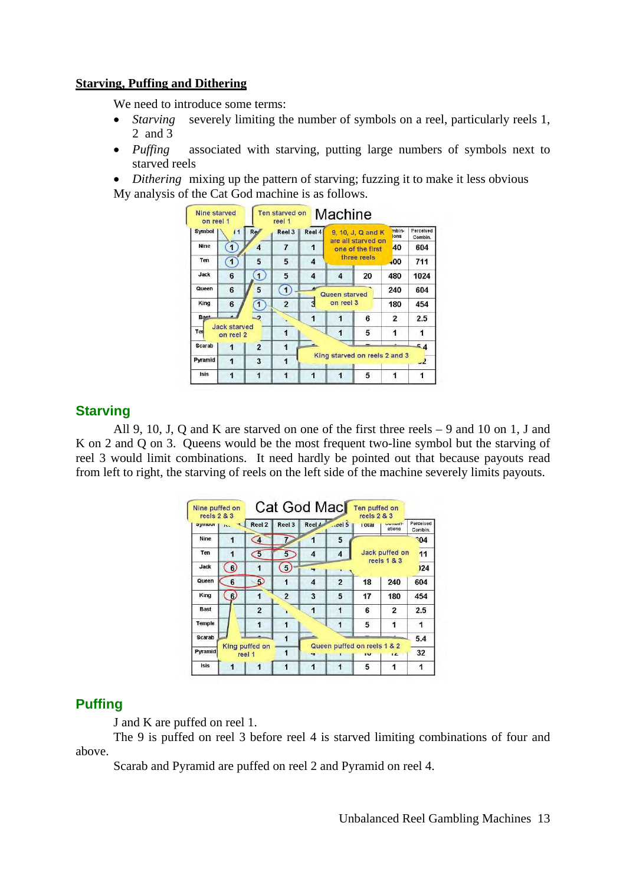**Starving, Puffing and Dithering**

We need to introduce some terms:

- *Starving* severely limiting the number of symbols on a reel, particularly reels 1, 2 and 3
- *Puffing* associated with starving, putting large numbers of symbols next to starved reels
- *Dithering* mixing up the pattern of starving; fuzzing it to make it less obvious

My analysis of the Cat God machine is as follows.

## Starving

All 9, 10, J, Q and K are starved on one of the first three reels – 9 and 10 on 1, J and K on 2 and Q on 3. Queens would be the most frequent two-line symbol but the starving of reel 3 would limit combinations. It need hardly be pointed out that because payouts read from left to right, the starving of reels on the left side of the machine severely limits payouts.

## Puffing

J and K are puffed on reel 1.

The 9 is puffed on reel 3 before reel 4 is starved limiting combinations of four and above.

Scarab and Pyramid are puffed on reel 2 and Pyramid on reel 4.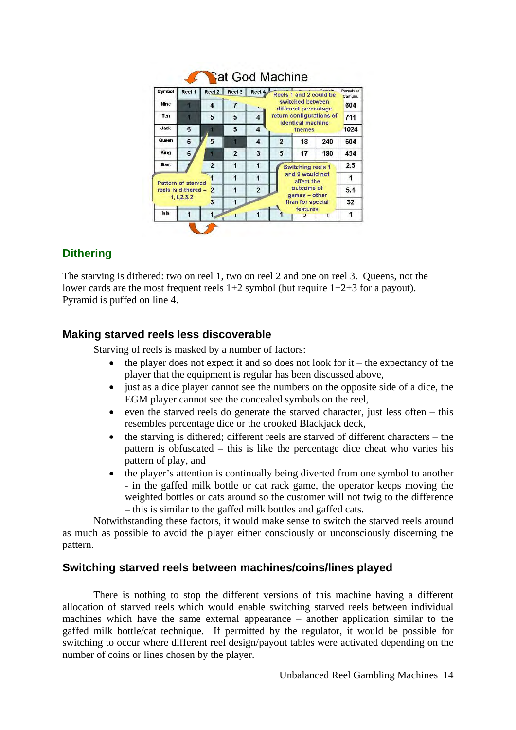## Dithering

The starving is dithered: two on reel 1, two on reel 2 and one on reel 3. Queens, not the lower cards are the most frequent reels 1+2 symbol (but require 1+2+3 for a payout). Pyramid is puffed on line 4.

### Making starved reels less discoverable

Starving of reels is masked by a number of factors:

- the player does not expect it and so does not look for it – the expectancy of the player that the equipment is regular has been discussed above,
- just as a dice player cannot see the numbers on the opposite side of a dice, the EGM player cannot see the concealed symbols on the reel,
- even the starved reels do generate the starved character, just less often – this resembles percentage dice or the crooked Blackjack deck,
- the starving is dithered; different reels are starved of different characters – the pattern is obfuscated – this is like the percentage dice cheat who varies his pattern of play, and
- the player's attention is continually being diverted from one symbol to another - in the gaffed milk bottle or cat rack game, the operator keeps moving the weighted bottles or cats around so the customer will not twig to the difference – this is similar to the gaffed milk bottles and gaffed cats.

Notwithstanding these factors, it would make sense to switch the starved reels around as much as possible to avoid the player either consciously or unconsciously discerning the pattern.

### Switching starved reels between machines/coins/lines played

There is nothing to stop the different versions of this machine having a different allocation of starved reels which would enable switching starved reels between individual machines which have the same external appearance – another application similar to the gaffed milk bottle/cat technique. If permitted by the regulator, it would be possible for switching to occur where different reel design/payout tables were activated depending on the number of coins or lines chosen by the player.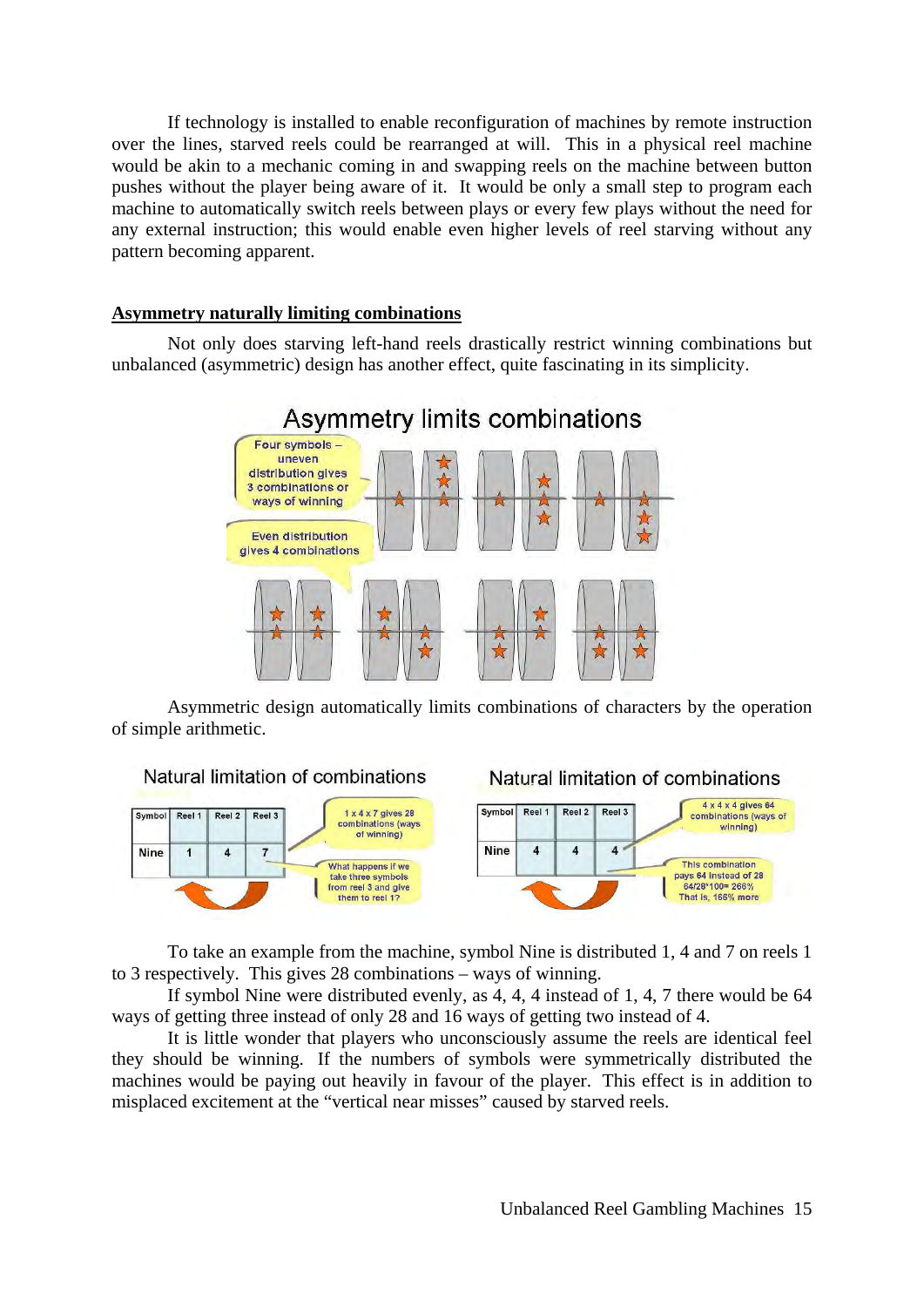If technology is installed to enable reconfiguration of machines by remote instruction over the lines, starved reels could be rearranged at will. This in a physical reel machine would be akin to a mechanic coming in and swapping reels on the machine between button pushes without the player being aware of it. It would be only a small step to program each machine to automatically switch reels between plays or every few plays without the need for any external instruction; this would enable even higher levels of reel starving without any pattern becoming apparent.

## Asymmetry naturally limiting combinations

Not only does starving left-hand reels drastically restrict winning combinations but unbalanced (asymmetric) design has another effect, quite fascinating in its simplicity.

Asymmetric design automatically limits combinations of characters by the operation of simple arithmetic.

To take an example from the machine, symbol Nine is distributed 1, 4 and 7 on reels 1 to 3 respectively. This gives 28 combinations – ways of winning.

If symbol Nine were distributed evenly, as 4, 4, 4 instead of 1, 4, 7 there would be 64 ways of getting three instead of only 28 and 16 ways of getting two instead of 4.

It is little wonder that players who unconsciously assume the reels are identical feel they should be winning. If the numbers of symbols were symmetrically distributed the machines would be paying out heavily in favour of the player. This effect is in addition to misplaced excitement at the "vertical near misses" caused by starved reels.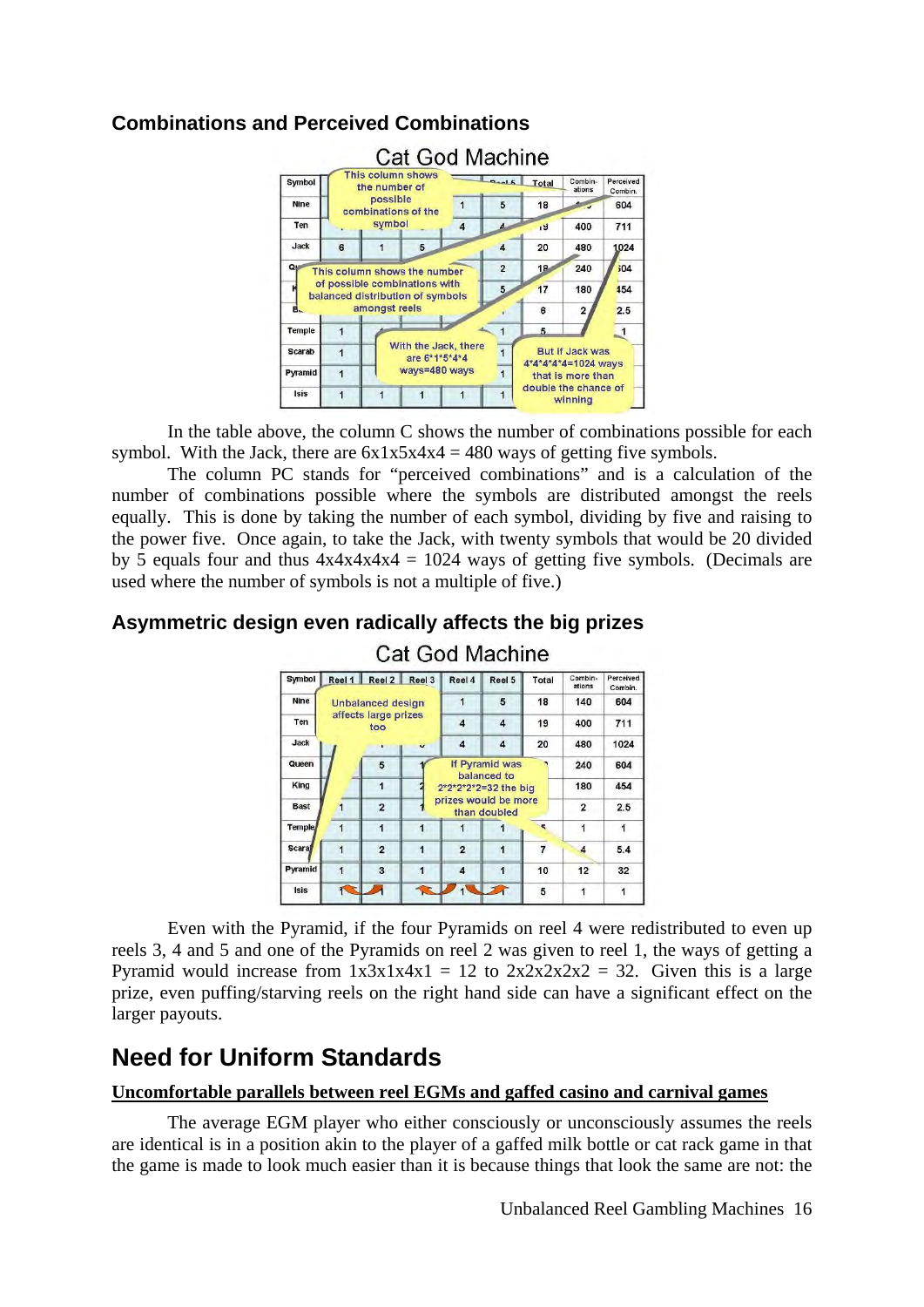### Combinations and Perceived Combinations

Cat God Machine

| Symbol | Reel 1 | Reel 2 | Reel 3 | Reel 4 | Reel 5 | Total | Combin-ations | Perceived Combin. |
|---|---|---|---|---|---|---|---|---|
| Nine | | | | 1 | 5 | 18 | | 604 |
| Ten | | | | 4 | 4 | 19 | 400 | 711 |
| Jack | 6 | 1 | 5 | | 4 | 20 | 480 | 1024 |
| Queen | | | | | 2 | 18 | 240 | 604 |
| King | | | | | 5 | 17 | 180 | 454 |
| Bast | | | | | | 6 | 2 | 2.5 |
| Temple | 1 | | | | 1 | 5 | | 1 |
| Scarab | 1 | | | | 1 | | | |
| Pyramid | 1 | | | | 1 | | | |
| Isis | 1 | 1 | 1 | 1 | 1 | | | |

In the table above, the column C shows the number of combinations possible for each symbol. With the Jack, there are 6x1x5x4x4 = 480 ways of getting five symbols.

The column PC stands for "perceived combinations" and is a calculation of the number of combinations possible where the symbols are distributed amongst the reels equally. This is done by taking the number of each symbol, dividing by five and raising to the power five. Once again, to take the Jack, with twenty symbols that would be 20 divided by 5 equals four and thus 4x4x4x4x4 = 1024 ways of getting five symbols. (Decimals are used where the number of symbols is not a multiple of five.)

### Asymmetric design even radically affects the big prizes

Cat God Machine

| Symbol | Reel 1 | Reel 2 | Reel 3 | Reel 4 | Reel 5 | Total | Combin-ations | Perceived Combin. |
|---|---|---|---|---|---|---|---|---|
| Nine | | | | 1 | 5 | 18 | 140 | 604 |
| Ten | | | | 4 | 4 | 19 | 400 | 711 |
| Jack | | | | 4 | 4 | 20 | 480 | 1024 |
| Queen | | 5 | | | | | 240 | 604 |
| King | | 1 | | | | | 180 | 454 |
| Bast | 1 | 2 | 1 | | | | 2 | 2.5 |
| Temple | 1 | 1 | 1 | 1 | 1 | 5 | 1 | 1 |
| Scarab | 1 | 2 | 1 | 2 | 1 | 7 | 4 | 5.4 |
| Pyramid | 1 | 3 | 1 | 4 | 1 | 10 | 12 | 32 |
| Isis | 1 | | 1 | 1 | 1 | 5 | 1 | 1 |

Even with the Pyramid, if the four Pyramids on reel 4 were redistributed to even up reels 3, 4 and 5 and one of the Pyramids on reel 2 was given to reel 1, the ways of getting a Pyramid would increase from 1x3x1x4x1 = 12 to 2x2x2x2x2 = 32. Given this is a large prize, even puffing/starving reels on the right hand side can have a significant effect on the larger payouts.

## Need for Uniform Standards

**Uncomfortable parallels between reel EGMs and gaffed casino and carnival games**

The average EGM player who either consciously or unconsciously assumes the reels are identical is in a position akin to the player of a gaffed milk bottle or cat rack game in that the game is made to look much easier than it is because things that look the same are not: the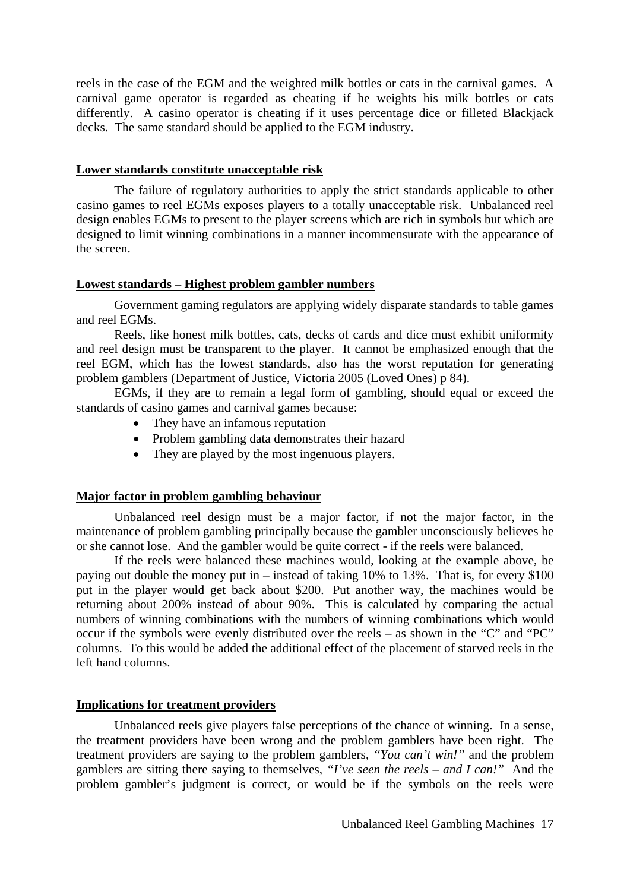reels in the case of the EGM and the weighted milk bottles or cats in the carnival games. A carnival game operator is regarded as cheating if he weights his milk bottles or cats differently. A casino operator is cheating if it uses percentage dice or filleted Blackjack decks. The same standard should be applied to the EGM industry.

## Lower standards constitute unacceptable risk

The failure of regulatory authorities to apply the strict standards applicable to other casino games to reel EGMs exposes players to a totally unacceptable risk. Unbalanced reel design enables EGMs to present to the player screens which are rich in symbols but which are designed to limit winning combinations in a manner incommensurate with the appearance of the screen.

## Lowest standards – Highest problem gambler numbers

Government gaming regulators are applying widely disparate standards to table games and reel EGMs.

Reels, like honest milk bottles, cats, decks of cards and dice must exhibit uniformity and reel design must be transparent to the player. It cannot be emphasized enough that the reel EGM, which has the lowest standards, also has the worst reputation for generating problem gamblers (Department of Justice, Victoria 2005 (Loved Ones) p 84).

EGMs, if they are to remain a legal form of gambling, should equal or exceed the standards of casino games and carnival games because:

- They have an infamous reputation
- Problem gambling data demonstrates their hazard
- They are played by the most ingenuous players.

## Major factor in problem gambling behaviour

Unbalanced reel design must be a major factor, if not the major factor, in the maintenance of problem gambling principally because the gambler unconsciously believes he or she cannot lose. And the gambler would be quite correct - if the reels were balanced.

If the reels were balanced these machines would, looking at the example above, be paying out double the money put in – instead of taking 10% to 13%. That is, for every \$100 put in the player would get back about \$200. Put another way, the machines would be returning about 200% instead of about 90%. This is calculated by comparing the actual numbers of winning combinations with the numbers of winning combinations which would occur if the symbols were evenly distributed over the reels – as shown in the "C" and "PC" columns. To this would be added the additional effect of the placement of starved reels in the left hand columns.

## Implications for treatment providers

Unbalanced reels give players false perceptions of the chance of winning. In a sense, the treatment providers have been wrong and the problem gamblers have been right. The treatment providers are saying to the problem gamblers, *"You can't win!"* and the problem gamblers are sitting there saying to themselves, *"I've seen the reels – and I can!"* And the problem gambler's judgment is correct, or would be if the symbols on the reels were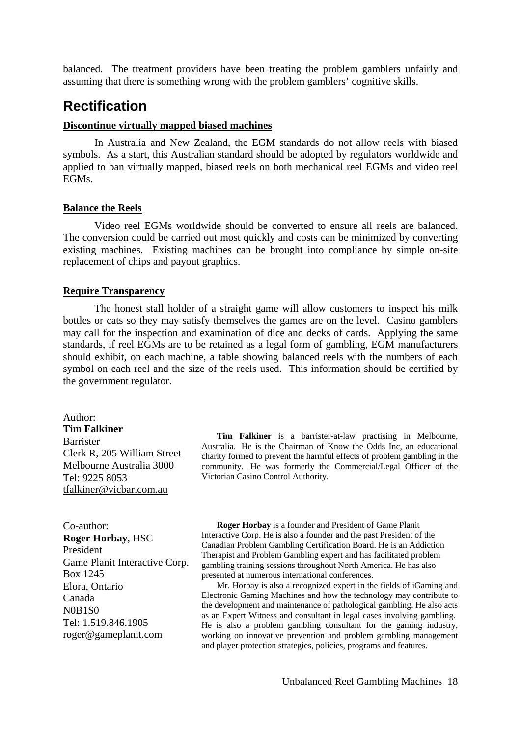balanced. The treatment providers have been treating the problem gamblers unfairly and assuming that there is something wrong with the problem gamblers' cognitive skills.

## Rectification

### Discontinue virtually mapped biased machines

In Australia and New Zealand, the EGM standards do not allow reels with biased symbols. As a start, this Australian standard should be adopted by regulators worldwide and applied to ban virtually mapped, biased reels on both mechanical reel EGMs and video reel EGMs.

### Balance the Reels

Video reel EGMs worldwide should be converted to ensure all reels are balanced. The conversion could be carried out most quickly and costs can be minimized by converting existing machines. Existing machines can be brought into compliance by simple on-site replacement of chips and payout graphics.

### Require Transparency

The honest stall holder of a straight game will allow customers to inspect his milk bottles or cats so they may satisfy themselves the games are on the level. Casino gamblers may call for the inspection and examination of dice and decks of cards. Applying the same standards, if reel EGMs are to be retained as a legal form of gambling, EGM manufacturers should exhibit, on each machine, a table showing balanced reels with the numbers of each symbol on each reel and the size of the reels used. This information should be certified by the government regulator.

Author:
**Tim Falkiner**
Barrister
Clerk R, 205 William Street
Melbourne Australia 3000
Tel: 9225 8053
tfalkiner@vicbar.com.au

**Tim Falkiner** is a barrister-at-law practising in Melbourne, Australia. He is the Chairman of Know the Odds Inc, an educational charity formed to prevent the harmful effects of problem gambling in the community. He was formerly the Commercial/Legal Officer of the Victorian Casino Control Authority.

Co-author:
**Roger Horbay**, HSC
President
Game Planit Interactive Corp.
Box 1245
Elora, Ontario
Canada
N0B1S0
Tel: 1.519.846.1905
roger@gameplanit.com

**Roger Horbay** is a founder and President of Game Planit Interactive Corp. He is also a founder and the past President of the Canadian Problem Gambling Certification Board. He is an Addiction Therapist and Problem Gambling expert and has facilitated problem gambling training sessions throughout North America. He has also presented at numerous international conferences.

Mr. Horbay is also a recognized expert in the fields of iGaming and Electronic Gaming Machines and how the technology may contribute to the development and maintenance of pathological gambling. He also acts as an Expert Witness and consultant in legal cases involving gambling. He is also a problem gambling consultant for the gaming industry, working on innovative prevention and problem gambling management and player protection strategies, policies, programs and features.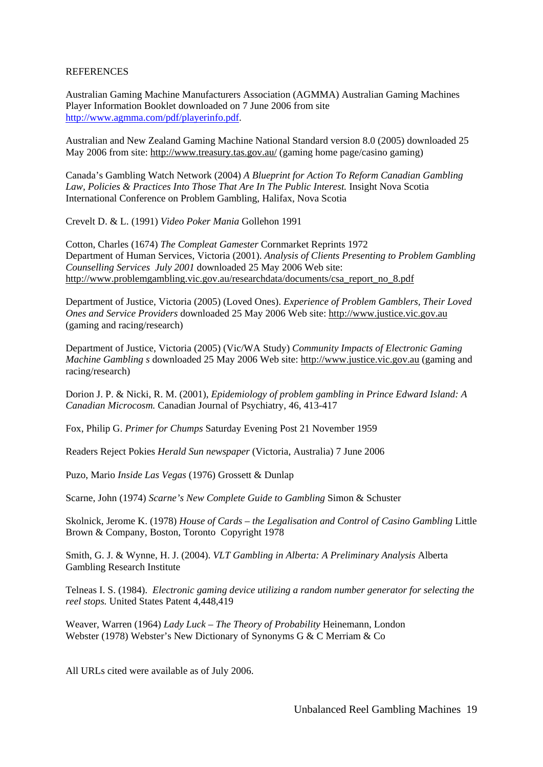## REFERENCES

Australian Gaming Machine Manufacturers Association (AGMMA) Australian Gaming Machines Player Information Booklet downloaded on 7 June 2006 from site http://www.agmma.com/pdf/playerinfo.pdf.

Australian and New Zealand Gaming Machine National Standard version 8.0 (2005) downloaded 25 May 2006 from site: http://www.treasury.tas.gov.au/ (gaming home page/casino gaming)

Canada's Gambling Watch Network (2004) *A Blueprint for Action To Reform Canadian Gambling Law, Policies & Practices Into Those That Are In The Public Interest.* Insight Nova Scotia International Conference on Problem Gambling, Halifax, Nova Scotia

Crevelt D. & L. (1991) *Video Poker Mania* Gollehon 1991

Cotton, Charles (1674) *The Compleat Gamester* Cornmarket Reprints 1972
Department of Human Services, Victoria (2001). *Analysis of Clients Presenting to Problem Gambling Counselling Services July 2001* downloaded 25 May 2006 Web site: http://www.problemgambling.vic.gov.au/researchdata/documents/csa_report_no_8.pdf

Department of Justice, Victoria (2005) (Loved Ones). *Experience of Problem Gamblers, Their Loved Ones and Service Providers* downloaded 25 May 2006 Web site: http://www.justice.vic.gov.au (gaming and racing/research)

Department of Justice, Victoria (2005) (Vic/WA Study) *Community Impacts of Electronic Gaming Machine Gambling s* downloaded 25 May 2006 Web site: http://www.justice.vic.gov.au (gaming and racing/research)

Dorion J. P. & Nicki, R. M. (2001), *Epidemiology of problem gambling in Prince Edward Island: A Canadian Microcosm.* Canadian Journal of Psychiatry, 46, 413-417

Fox, Philip G. *Primer for Chumps* Saturday Evening Post 21 November 1959

Readers Reject Pokies *Herald Sun newspaper* (Victoria, Australia) 7 June 2006

Puzo, Mario *Inside Las Vegas* (1976) Grossett & Dunlap

Scarne, John (1974) *Scarne's New Complete Guide to Gambling* Simon & Schuster

Skolnick, Jerome K. (1978) *House of Cards – the Legalisation and Control of Casino Gambling* Little Brown & Company, Boston, Toronto Copyright 1978

Smith, G. J. & Wynne, H. J. (2004). *VLT Gambling in Alberta: A Preliminary Analysis* Alberta Gambling Research Institute

Telneas I. S. (1984). *Electronic gaming device utilizing a random number generator for selecting the reel stops.* United States Patent 4,448,419

Weaver, Warren (1964) *Lady Luck – The Theory of Probability* Heinemann, London
Webster (1978) Webster's New Dictionary of Synonyms G & C Merriam & Co

All URLs cited were available as of July 2006.